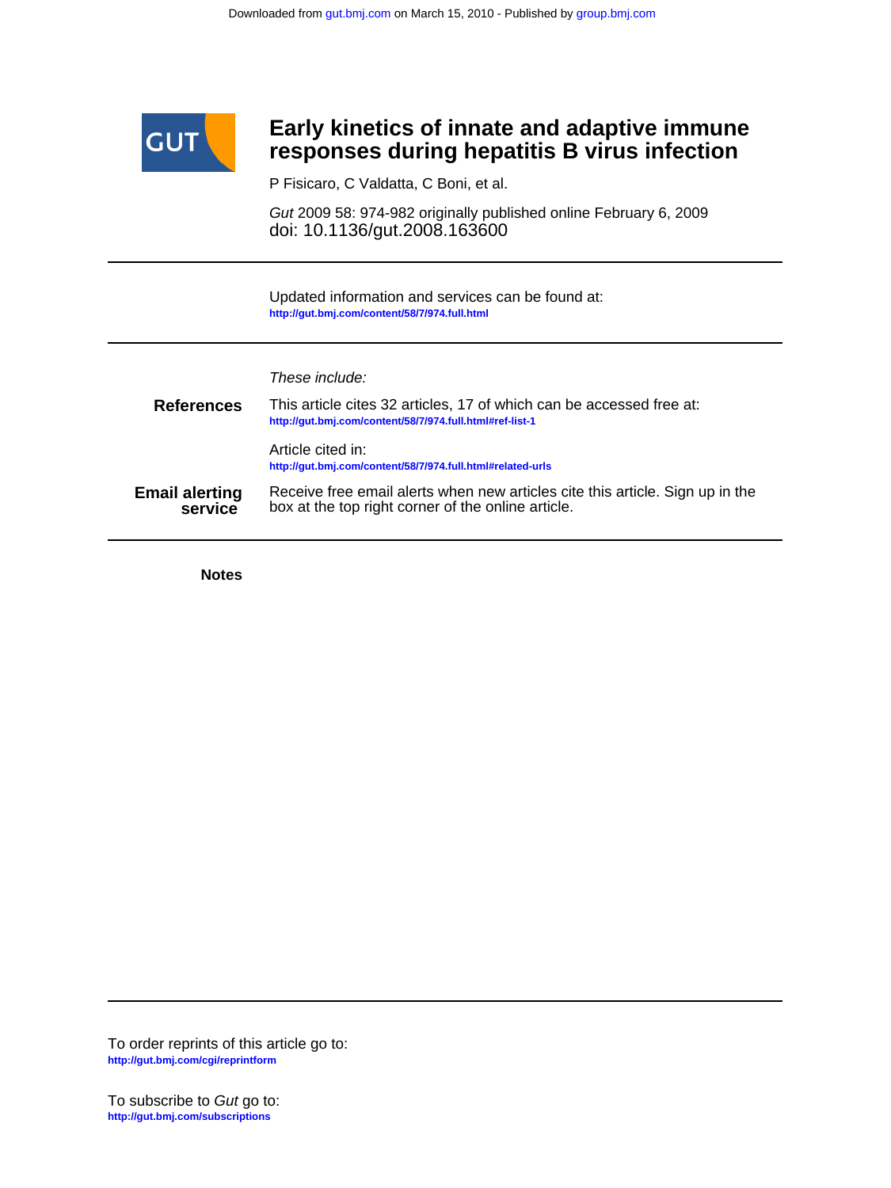Downloaded from gut.bmj.com on March 15, 2010 - Published by group.bmj.com

# Early kinetics of innate and adaptive immune responses during hepatitis B virus infection

P Fisicaro, C Valdatta, C Boni, et al.

*Gut* 2009 58: 974-982 originally published online February 6, 2009
doi: 10.1136/gut.2008.163600

---

Updated information and services can be found at:
**http://gut.bmj.com/content/58/7/974.full.html**

---

*These include:*

**References**

This article cites 32 articles, 17 of which can be accessed free at:
**http://gut.bmj.com/content/58/7/974.full.html#ref-list-1**

Article cited in:
**http://gut.bmj.com/content/58/7/974.full.html#related-urls**

**Email alerting service**

Receive free email alerts when new articles cite this article. Sign up in the box at the top right corner of the online article.

---

**Notes**

---

To order reprints of this article go to:
**http://gut.bmj.com/cgi/reprintform**

To subscribe to *Gut* go to:
**http://gut.bmj.com/subscriptions**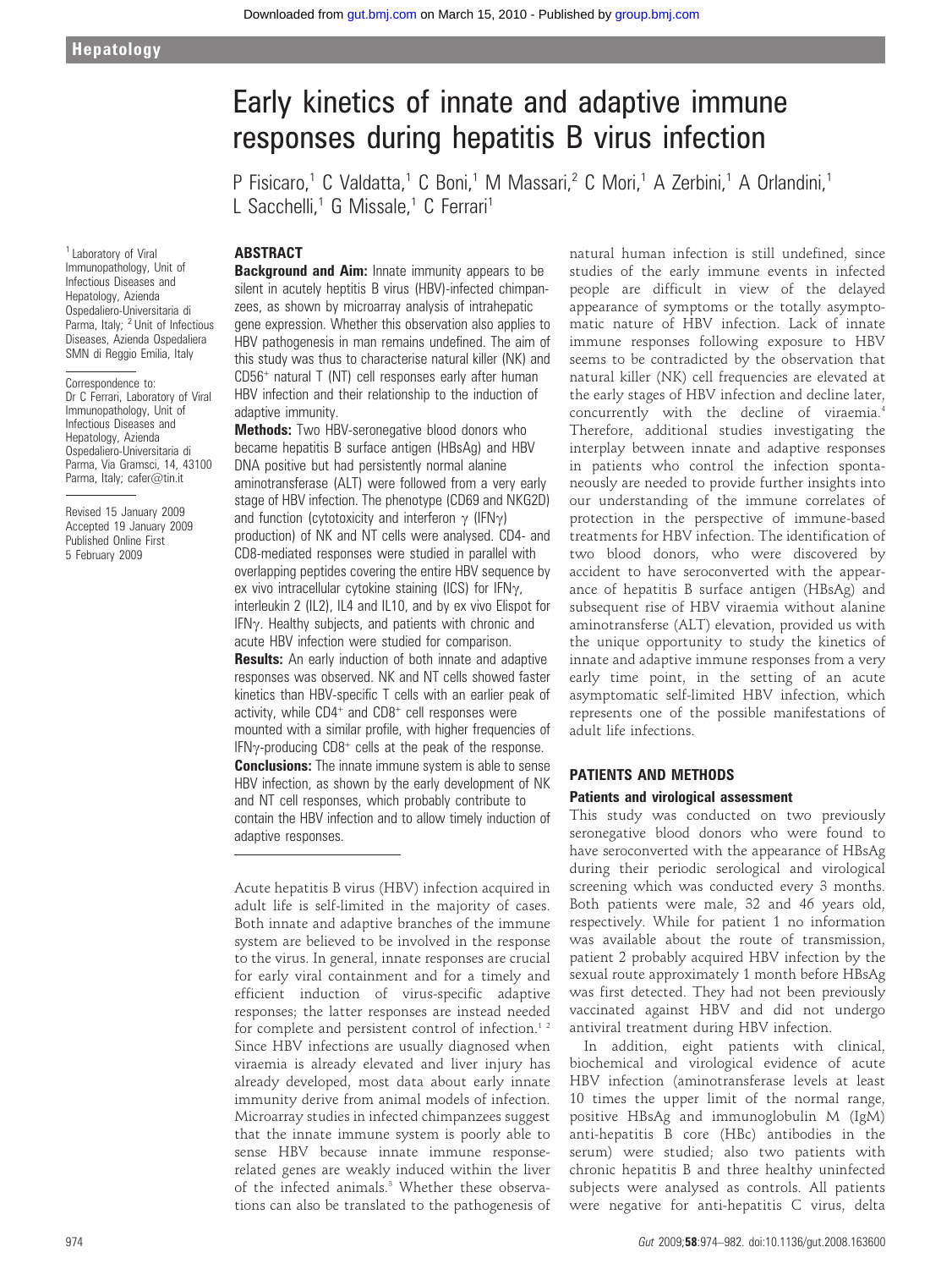# Early kinetics of innate and adaptive immune responses during hepatitis B virus infection

P Fisicaro,[1] C Valdatta,[1] C Boni,[1] M Massari,[2] C Mori,[1] A Zerbini,[1] A Orlandini,[1] L Sacchelli,[1] G Missale,[1] C Ferrari[1]

[1] Laboratory of Viral Immunopathology, Unit of Infectious Diseases and Hepatology, Azienda Ospedaliero-Universitaria di Parma, Italy; [2] Unit of Infectious Diseases, Azienda Ospedaliera SMN di Reggio Emilia, Italy

Correspondence to: Dr C Ferrari, Laboratory of Viral Immunopathology, Unit of Infectious Diseases and Hepatology, Azienda Ospedaliero-Universitaria di Parma, Via Gramsci, 14, 43100 Parma, Italy; cafer@tin.it

Revised 15 January 2009
Accepted 19 January 2009
Published Online First 5 February 2009

## ABSTRACT

**Background and Aim:** Innate immunity appears to be silent in acutely heptitis B virus (HBV)-infected chimpanzees, as shown by microarray analysis of intrahepatic gene expression. Whether this observation also applies to HBV pathogenesis in man remains undefined. The aim of this study was thus to characterise natural killer (NK) and CD56$^+$ natural T (NT) cell responses early after human HBV infection and their relationship to the induction of adaptive immunity.

**Methods:** Two HBV-seronegative blood donors who became hepatitis B surface antigen (HBsAg) and HBV DNA positive but had persistently normal alanine aminotransferase (ALT) were followed from a very early stage of HBV infection. The phenotype (CD69 and NKG2D) and function (cytotoxicity and interferon γ (IFNγ) production) of NK and NT cells were analysed. CD4- and CD8-mediated responses were studied in parallel with overlapping peptides covering the entire HBV sequence by ex vivo intracellular cytokine staining (ICS) for IFNγ, interleukin 2 (IL2), IL4 and IL10, and by ex vivo Elispot for IFNγ. Healthy subjects, and patients with chronic and acute HBV infection were studied for comparison.

**Results:** An early induction of both innate and adaptive responses was observed. NK and NT cells showed faster kinetics than HBV-specific T cells with an earlier peak of activity, while CD4$^+$ and CD8$^+$ cell responses were mounted with a similar profile, with higher frequencies of IFNγ-producing CD8$^+$ cells at the peak of the response.

**Conclusions:** The innate immune system is able to sense HBV infection, as shown by the early development of NK and NT cell responses, which probably contribute to contain the HBV infection and to allow timely induction of adaptive responses.

Acute hepatitis B virus (HBV) infection acquired in adult life is self-limited in the majority of cases. Both innate and adaptive branches of the immune system are believed to be involved in the response to the virus. In general, innate responses are crucial for early viral containment and for a timely and efficient induction of virus-specific adaptive responses; the latter responses are instead needed for complete and persistent control of infection.[1,2] Since HBV infections are usually diagnosed when viraemia is already elevated and liver injury has already developed, most data about early innate immunity derive from animal models of infection. Microarray studies in infected chimpanzees suggest that the innate immune system is poorly able to sense HBV because innate immune response-related genes are weakly induced within the liver of the infected animals.[3] Whether these observations can also be translated to the pathogenesis of natural human infection is still undefined, since studies of the early immune events in infected people are difficult in view of the delayed appearance of symptoms or the totally asymptomatic nature of HBV infection. Lack of innate immune responses following exposure to HBV seems to be contradicted by the observation that natural killer (NK) cell frequencies are elevated at the early stages of HBV infection and decline later, concurrently with the decline of viraemia.[4] Therefore, additional studies investigating the interplay between innate and adaptive responses in patients who control the infection spontaneously are needed to provide further insights into our understanding of the immune correlates of protection in the perspective of immune-based treatments for HBV infection. The identification of two blood donors, who were discovered by accident to have seroconverted with the appearance of hepatitis B surface antigen (HBsAg) and subsequent rise of HBV viraemia without alanine aminotransferase (ALT) elevation, provided us with the unique opportunity to study the kinetics of innate and adaptive immune responses from a very early time point, in the setting of an acute asymptomatic self-limited HBV infection, which represents one of the possible manifestations of adult life infections.

## PATIENTS AND METHODS

### Patients and virological assessment

This study was conducted on two previously seronegative blood donors who were found to have seroconverted with the appearance of HBsAg during their periodic serological and virological screening which was conducted every 3 months. Both patients were male, 32 and 46 years old, respectively. While for patient 1 no information was available about the route of transmission, patient 2 probably acquired HBV infection by the sexual route approximately 1 month before HBsAg was first detected. They had not been previously vaccinated against HBV and did not undergo antiviral treatment during HBV infection.

In addition, eight patients with clinical, biochemical and virological evidence of acute HBV infection (aminotransferase levels at least 10 times the upper limit of the normal range, positive HBsAg and immunoglobulin M (IgM) anti-hepatitis B core (HBc) antibodies in the serum) were studied; also two patients with chronic hepatitis B and three healthy uninfected subjects were analysed as controls. All patients were negative for anti-hepatitis C virus, delta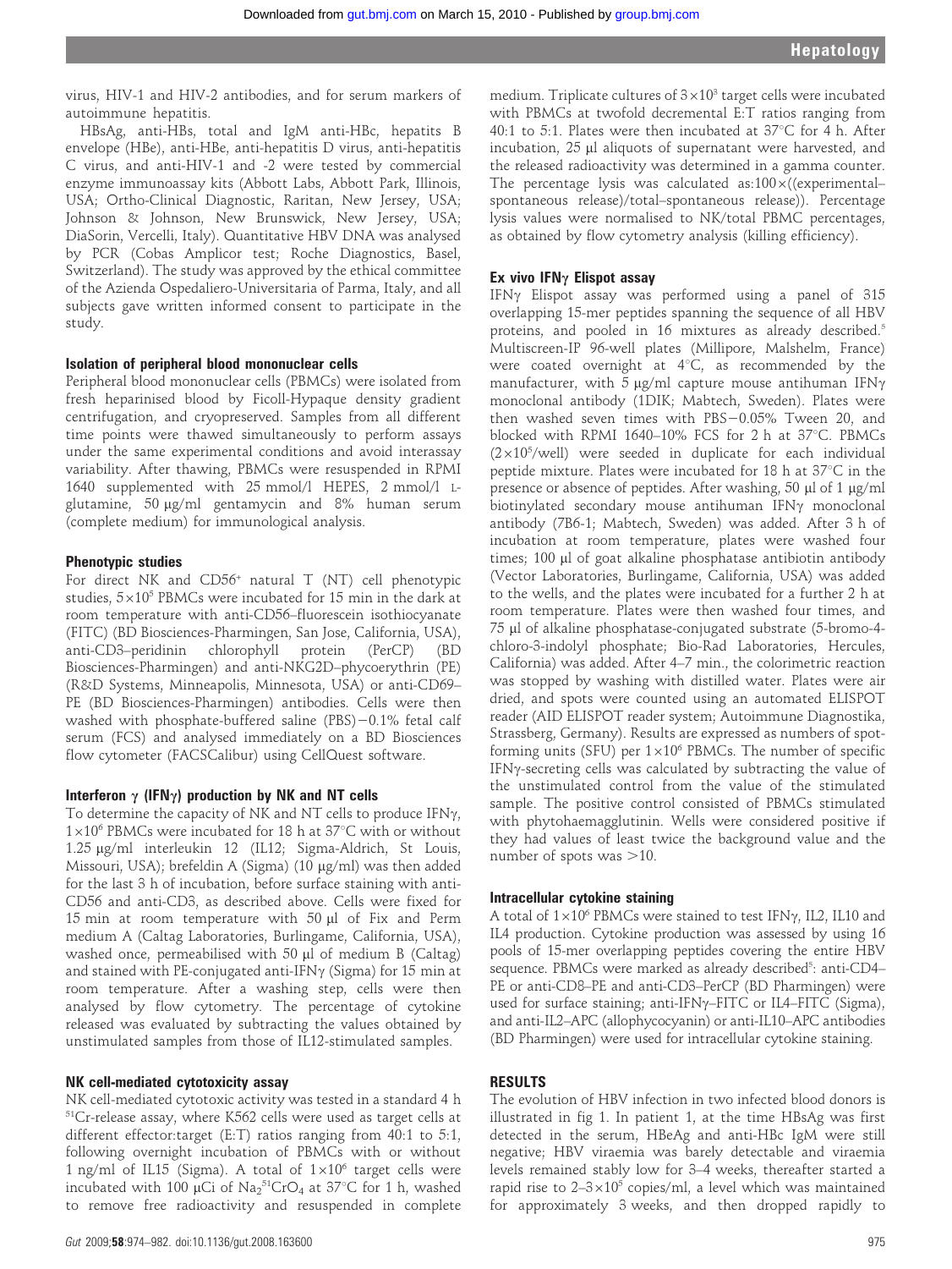virus, HIV-1 and HIV-2 antibodies, and for serum markers of autoimmune hepatitis.

HBsAg, anti-HBs, total and IgM anti-HBc, hepatits B envelope (HBe), anti-HBe, anti-hepatitis D virus, anti-hepatitis C virus, and anti-HIV-1 and -2 were tested by commercial enzyme immunoassay kits (Abbott Labs, Abbott Park, Illinois, USA; Ortho-Clinical Diagnostic, Raritan, New Jersey, USA; Johnson & Johnson, New Brunswick, New Jersey, USA; DiaSorin, Vercelli, Italy). Quantitative HBV DNA was analysed by PCR (Cobas Amplicor test; Roche Diagnostics, Basel, Switzerland). The study was approved by the ethical committee of the Azienda Ospedaliero-Universitaria of Parma, Italy, and all subjects gave written informed consent to participate in the study.

### Isolation of peripheral blood mononuclear cells

Peripheral blood mononuclear cells (PBMCs) were isolated from fresh heparinised blood by Ficoll-Hypaque density gradient centrifugation, and cryopreserved. Samples from all different time points were thawed simultaneously to perform assays under the same experimental conditions and avoid interassay variability. After thawing, PBMCs were resuspended in RPMI 1640 supplemented with 25 mmol/l HEPES, 2 mmol/l L-glutamine, 50 μg/ml gentamycin and 8% human serum (complete medium) for immunological analysis.

### Phenotypic studies

For direct NK and CD56$^+$ natural T (NT) cell phenotypic studies, $5\times10^5$ PBMCs were incubated for 15 min in the dark at room temperature with anti-CD56–fluorescein isothiocyanate (FITC) (BD Biosciences-Pharmingen, San Jose, California, USA), anti-CD3–peridinin chlorophyll protein (PerCP) (BD Biosciences-Pharmingen) and anti-NKG2D–phycoerythrin (PE) (R&D Systems, Minneapolis, Minnesota, USA) or anti-CD69–PE (BD Biosciences-Pharmingen) antibodies. Cells were then washed with phosphate-buffered saline (PBS)−0.1% fetal calf serum (FCS) and analysed immediately on a BD Biosciences flow cytometer (FACSCalibur) using CellQuest software.

### Interferon γ (IFNγ) production by NK and NT cells

To determine the capacity of NK and NT cells to produce IFNγ, $1\times10^6$ PBMCs were incubated for 18 h at 37°C with or without 1.25 μg/ml interleukin 12 (IL12; Sigma-Aldrich, St Louis, Missouri, USA); brefeldin A (Sigma) (10 μg/ml) was then added for the last 3 h of incubation, before surface staining with anti-CD56 and anti-CD3, as described above. Cells were fixed for 15 min at room temperature with 50 μl of Fix and Perm medium A (Caltag Laboratories, Burlingame, California, USA), washed once, permeabilised with 50 μl of medium B (Caltag) and stained with PE-conjugated anti-IFNγ (Sigma) for 15 min at room temperature. After a washing step, cells were then analysed by flow cytometry. The percentage of cytokine released was evaluated by subtracting the values obtained by unstimulated samples from those of IL12-stimulated samples.

### NK cell-mediated cytotoxicity assay

NK cell-mediated cytotoxic activity was tested in a standard 4 h $^{51}$Cr-release assay, where K562 cells were used as target cells at different effector:target (E:T) ratios ranging from 40:1 to 5:1, following overnight incubation of PBMCs with or without 1 ng/ml of IL15 (Sigma). A total of $1\times10^6$ target cells were incubated with 100 μCi of $Na_2{}^{51}CrO_4$ at 37°C for 1 h, washed to remove free radioactivity and resuspended in complete medium. Triplicate cultures of $3\times10^3$ target cells were incubated with PBMCs at twofold decremental E:T ratios ranging from 40:1 to 5:1. Plates were then incubated at 37°C for 4 h. After incubation, 25 μl aliquots of supernatant were harvested, and the released radioactivity was determined in a gamma counter. The percentage lysis was calculated as:100×((experimental–spontaneous release)/total–spontaneous release)). Percentage lysis values were normalised to NK/total PBMC percentages, as obtained by flow cytometry analysis (killing efficiency).

### Ex vivo IFNγ Elispot assay

IFNγ Elispot assay was performed using a panel of 315 overlapping 15-mer peptides spanning the sequence of all HBV proteins, and pooled in 16 mixtures as already described.[5] Multiscreen-IP 96-well plates (Millipore, Malshelm, France) were coated overnight at 4°C, as recommended by the manufacturer, with 5 μg/ml capture mouse antihuman IFNγ monoclonal antibody (1DIK; Mabtech, Sweden). Plates were then washed seven times with PBS−0.05% Tween 20, and blocked with RPMI 1640–10% FCS for 2 h at 37°C. PBMCs ($2\times10^5$/well) were seeded in duplicate for each individual peptide mixture. Plates were incubated for 18 h at 37°C in the presence or absence of peptides. After washing, 50 μl of 1 μg/ml biotinylated secondary mouse antihuman IFNγ monoclonal antibody (7B6-1; Mabtech, Sweden) was added. After 3 h of incubation at room temperature, plates were washed four times; 100 μl of goat alkaline phosphatase antibiotin antibody (Vector Laboratories, Burlingame, California, USA) was added to the wells, and the plates were incubated for a further 2 h at room temperature. Plates were then washed four times, and 75 μl of alkaline phosphatase-conjugated substrate (5-bromo-4-chloro-3-indolyl phosphate; Bio-Rad Laboratories, Hercules, California) was added. After 4–7 min., the colorimetric reaction was stopped by washing with distilled water. Plates were air dried, and spots were counted using an automated ELISPOT reader (AID ELISPOT reader system; Autoimmune Diagnostika, Strassberg, Germany). Results are expressed as numbers of spot-forming units (SFU) per $1\times10^6$ PBMCs. The number of specific IFNγ-secreting cells was calculated by subtracting the value of the unstimulated control from the value of the stimulated sample. The positive control consisted of PBMCs stimulated with phytohaemagglutinin. Wells were considered positive if they had values of least twice the background value and the number of spots was >10.

### Intracellular cytokine staining

A total of $1\times10^6$ PBMCs were stained to test IFNγ, IL2, IL10 and IL4 production. Cytokine production was assessed by using 16 pools of 15-mer overlapping peptides covering the entire HBV sequence. PBMCs were marked as already described[5]: anti-CD4–PE or anti-CD8–PE and anti-CD3–PerCP (BD Pharmingen) were used for surface staining; anti-IFNγ–FITC or IL4–FITC (Sigma), and anti-IL2–APC (allophycocyanin) or anti-IL10–APC antibodies (BD Pharmingen) were used for intracellular cytokine staining.

## RESULTS

The evolution of HBV infection in two infected blood donors is illustrated in fig 1. In patient 1, at the time HBsAg was first detected in the serum, HBeAg and anti-HBc IgM were still negative; HBV viraemia was barely detectable and viraemia levels remained stably low for 3–4 weeks, thereafter started a rapid rise to $2–3\times10^5$ copies/ml, a level which was maintained for approximately 3 weeks, and then dropped rapidly to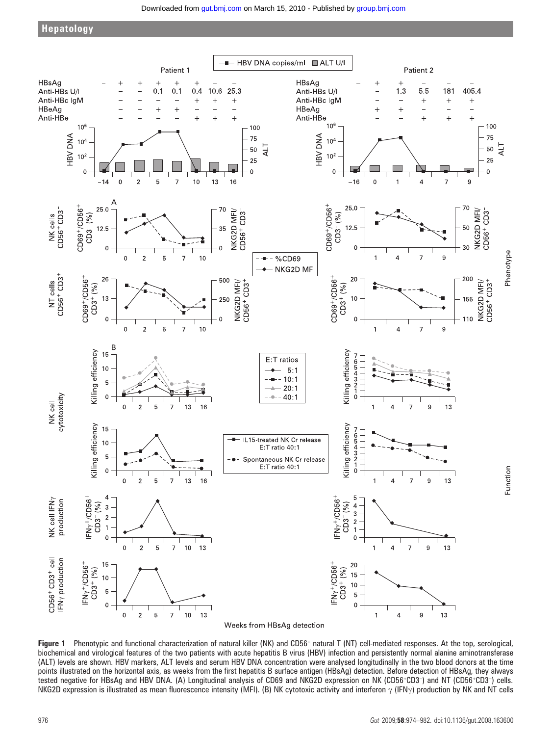Figure 1 Phenotypic and functional characterization of natural killer (NK) and CD56$^+$ natural T (NT) cell-mediated responses. At the top, serological, biochemical and virological features of the two patients with acute hepatitis B virus (HBV) infection and persistently normal alanine aminotransferase (ALT) levels are shown. HBV markers, ALT levels and serum HBV DNA concentration were analysed longitudinally in the two blood donors at the time points illustrated on the horizontal axis, as weeks from the first hepatitis B surface antigen (HBsAg) detection. Before detection of HBsAg, they always tested negative for HBsAg and HBV DNA. (A) Longitudinal analysis of CD69 and NKG2D expression on NK (CD56$^+$CD3$^-$) and NT (CD56$^+$CD3$^+$) cells. NKG2D expression is illustrated as mean fluorescence intensity (MFI). (B) NK cytotoxic activity and interferon γ (IFNγ) production by NK and NT cells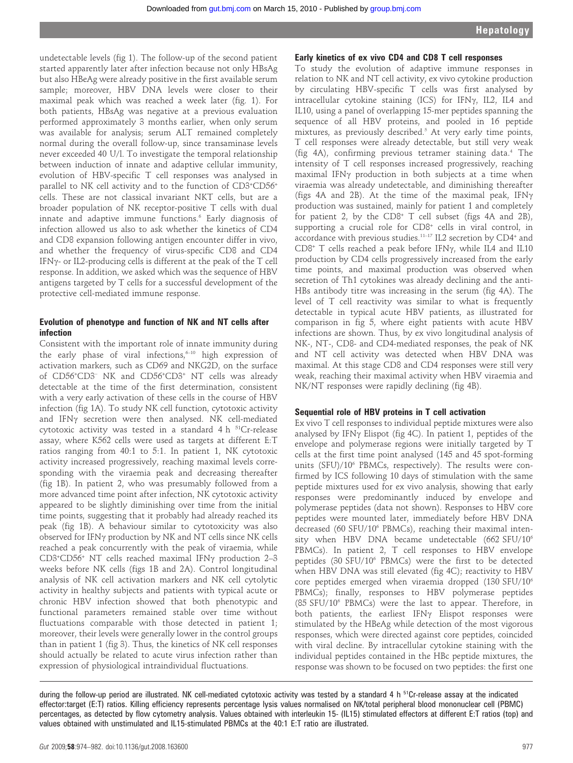undetectable levels (fig 1). The follow-up of the second patient started apparently later after infection because not only HBsAg but also HBeAg were already positive in the first available serum sample; moreover, HBV DNA levels were closer to their maximal peak which was reached a week later (fig. 1). For both patients, HBsAg was negative at a previous evaluation performed approximately 3 months earlier, when only serum was available for analysis; serum ALT remained completely normal during the overall follow-up, since transaminase levels never exceeded 40 U/l. To investigate the temporal relationship between induction of innate and adaptive cellular immunity, evolution of HBV-specific T cell responses was analysed in parallel to NK cell activity and to the function of CD3+CD56+ cells. These are not classical invariant NKT cells, but are a broader population of NK receptor-positive T cells with dual innate and adaptive immune functions.[6] Early diagnosis of infection allowed us also to ask whether the kinetics of CD4 and CD8 expansion following antigen encounter differ in vivo, and whether the frequency of virus-specific CD8 and CD4 IFNγ- or IL2-producing cells is different at the peak of the T cell response. In addition, we asked which was the sequence of HBV antigens targeted by T cells for a successful development of the protective cell-mediated immune response.

### Evolution of phenotype and function of NK and NT cells after infection

Consistent with the important role of innate immunity during the early phase of viral infections,[6–10] high expression of activation markers, such as CD69 and NKG2D, on the surface of CD56+CD3− NK and CD56+CD3+ NT cells was already detectable at the time of the first determination, consistent with a very early activation of these cells in the course of HBV infection (fig 1A). To study NK cell function, cytotoxic activity and IFNγ secretion were then analysed. NK cell-mediated cytotoxic activity was tested in a standard 4 h $^{51}$Cr-release assay, where K562 cells were used as targets at different E:T ratios ranging from 40:1 to 5:1. In patient 1, NK cytotoxic activity increased progressively, reaching maximal levels corresponding with the viraemia peak and decreasing thereafter (fig 1B). In patient 2, who was presumably followed from a more advanced time point after infection, NK cytotoxic activity appeared to be slightly diminishing over time from the initial time points, suggesting that it probably had already reached its peak (fig 1B). A behaviour similar to cytotoxicity was also observed for IFNγ production by NK and NT cells since NK cells reached a peak concurrently with the peak of viraemia, while CD3+CD56+ NT cells reached maximal IFNγ production 2–3 weeks before NK cells (figs 1B and 2A). Control longitudinal analysis of NK cell activation markers and NK cell cytolytic activity in healthy subjects and patients with typical acute or chronic HBV infection showed that both phenotypic and functional parameters remained stable over time without fluctuations comparable with those detected in patient 1; moreover, their levels were generally lower in the control groups than in patient 1 (fig 3). Thus, the kinetics of NK cell responses should actually be related to acute virus infection rather than expression of physiological intraindividual fluctuations.

### Early kinetics of ex vivo CD4 and CD8 T cell responses

To study the evolution of adaptive immune responses in relation to NK and NT cell activity, ex vivo cytokine production by circulating HBV-specific T cells was first analysed by intracellular cytokine staining (ICS) for IFNγ, IL2, IL4 and IL10, using a panel of overlapping 15-mer peptides spanning the sequence of all HBV proteins, and pooled in 16 peptide mixtures, as previously described.[5] At very early time points, T cell responses were already detectable, but still very weak (fig 4A), confirming previous tetramer staining data.[4] The intensity of T cell responses increased progressively, reaching maximal IFNγ production in both subjects at a time when viraemia was already undetectable, and diminishing thereafter (figs 4A and 2B). At the time of the maximal peak, IFNγ production was sustained, mainly for patient 1 and completely for patient 2, by the CD8+ T cell subset (figs 4A and 2B), supporting a crucial role for CD8+ cells in viral control, in accordance with previous studies.[11–17] IL2 secretion by CD4+ and CD8+ T cells reached a peak before IFNγ, while IL4 and IL10 production by CD4 cells progressively increased from the early time points, and maximal production was observed when secretion of Th1 cytokines was already declining and the anti-HBs antibody titre was increasing in the serum (fig 4A). The level of T cell reactivity was similar to what is frequently detectable in typical acute HBV patients, as illustrated for comparison in fig 5, where eight patients with acute HBV infections are shown. Thus, by ex vivo longitudinal analysis of NK-, NT-, CD8- and CD4-mediated responses, the peak of NK and NT cell activity was detected when HBV DNA was maximal. At this stage CD8 and CD4 responses were still very weak, reaching their maximal activity when HBV viraemia and NK/NT responses were rapidly declining (fig 4B).

### Sequential role of HBV proteins in T cell activation

Ex vivo T cell responses to individual peptide mixtures were also analysed by IFNγ Elispot (fig 4C). In patient 1, peptides of the envelope and polymerase regions were initially targeted by T cells at the first time point analysed (145 and 45 spot-forming units (SFU)/10$^6$ PBMCs, respectively). The results were confirmed by ICS following 10 days of stimulation with the same peptide mixtures used for ex vivo analysis, showing that early responses were predominantly induced by envelope and polymerase peptides (data not shown). Responses to HBV core peptides were mounted later, immediately before HBV DNA decreased (60 SFU/10$^6$ PBMCs), reaching their maximal intensity when HBV DNA became undetectable (662 SFU/10$^6$ PBMCs). In patient 2, T cell responses to HBV envelope peptides (30 SFU/10$^6$ PBMCs) were the first to be detected when HBV DNA was still elevated (fig 4C); reactivity to HBV core peptides emerged when viraemia dropped (130 SFU/10$^6$ PBMCs); finally, responses to HBV polymerase peptides (85 SFU/10$^6$ PBMCs) were the last to appear. Therefore, in both patients, the earliest IFNγ Elispot responses were stimulated by the HBeAg while detection of the most vigorous responses, which were directed against core peptides, coincided with viral decline. By intracellular cytokine staining with the individual peptides contained in the HBc peptide mixtures, the response was shown to be focused on two peptides: the first one

during the follow-up period are illustrated. NK cell-mediated cytotoxic activity was tested by a standard 4 h $^{51}$Cr-release assay at the indicated effector:target (E:T) ratios. Killing efficiency represents percentage lysis values normalised on NK/total peripheral blood mononuclear cell (PBMC) percentages, as detected by flow cytometry analysis. Values obtained with interleukin 15- (IL15) stimulated effectors at different E:T ratios (top) and values obtained with unstimulated and IL15-stimulated PBMCs at the 40:1 E:T ratio are illustrated.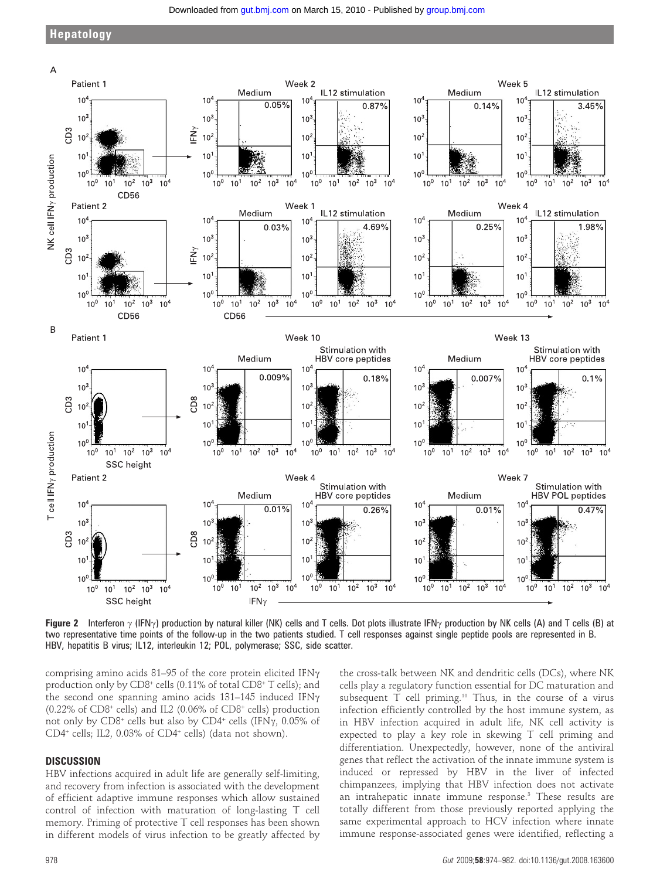**Figure 2** Interferon γ (IFNγ) production by natural killer (NK) cells and T cells. Dot plots illustrate IFNγ production by NK cells (A) and T cells (B) at two representative time points of the follow-up in the two patients studied. T cell responses against single peptide pools are represented in B. HBV, hepatitis B virus; IL12, interleukin 12; POL, polymerase; SSC, side scatter.

comprising amino acids 81–95 of the core protein elicited IFNγ production only by $CD8^+$ cells (0.11% of total $CD8^+$ T cells); and the second one spanning amino acids 131–145 induced IFNγ (0.22% of $CD8^+$ cells) and IL2 (0.06% of $CD8^+$ cells) production not only by $CD8^+$ cells but also by $CD4^+$ cells (IFNγ, 0.05% of $CD4^+$ cells; IL2, 0.03% of $CD4^+$ cells) (data not shown).

## DISCUSSION

HBV infections acquired in adult life are generally self-limiting, and recovery from infection is associated with the development of efficient adaptive immune responses which allow sustained control of infection with maturation of long-lasting T cell memory. Priming of protective T cell responses has been shown in different models of virus infection to be greatly affected by the cross-talk between NK and dendritic cells (DCs), where NK cells play a regulatory function essential for DC maturation and subsequent T cell priming.[10] Thus, in the course of a virus infection efficiently controlled by the host immune system, as in HBV infection acquired in adult life, NK cell activity is expected to play a key role in skewing T cell priming and differentiation. Unexpectedly, however, none of the antiviral genes that reflect the activation of the innate immune system is induced or repressed by HBV in the liver of infected chimpanzees, implying that HBV infection does not activate an intrahepatic innate immune response.[3] These results are totally different from those previously reported applying the same experimental approach to HCV infection where innate immune response-associated genes were identified, reflecting a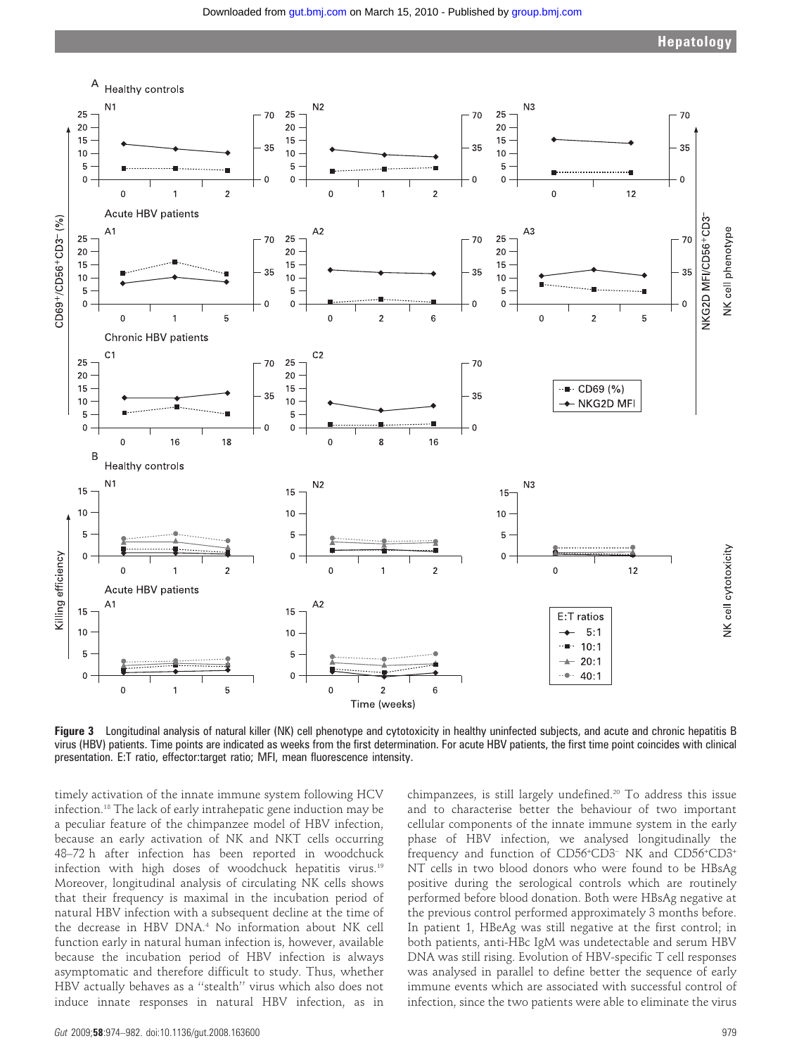Figure 3 Longitudinal analysis of natural killer (NK) cell phenotype and cytotoxicity in healthy uninfected subjects, and acute and chronic hepatitis B virus (HBV) patients. Time points are indicated as weeks from the first determination. For acute HBV patients, the first time point coincides with clinical presentation. E:T ratio, effector:target ratio; MFI, mean fluorescence intensity.

timely activation of the innate immune system following HCV infection.[18] The lack of early intrahepatic gene induction may be a peculiar feature of the chimpanzee model of HBV infection, because an early activation of NK and NKT cells occurring 48–72 h after infection has been reported in woodchuck infection with high doses of woodchuck hepatitis virus.[19] Moreover, longitudinal analysis of circulating NK cells shows that their frequency is maximal in the incubation period of natural HBV infection with a subsequent decline at the time of the decrease in HBV DNA.[4] No information about NK cell function early in natural human infection is, however, available because the incubation period of HBV infection is always asymptomatic and therefore difficult to study. Thus, whether HBV actually behaves as a "stealth" virus which also does not induce innate responses in natural HBV infection, as in chimpanzees, is still largely undefined.[20] To address this issue and to characterise better the behaviour of two important cellular components of the innate immune system in the early phase of HBV infection, we analysed longitudinally the frequency and function of CD56$^+$CD3$^-$ NK and CD56$^+$CD3$^+$ NT cells in two blood donors who were found to be HBsAg positive during the serological controls which are routinely performed before blood donation. Both were HBsAg negative at the previous control performed approximately 3 months before. In patient 1, HBeAg was still negative at the first control; in both patients, anti-HBc IgM was undetectable and serum HBV DNA was still rising. Evolution of HBV-specific T cell responses was analysed in parallel to define better the sequence of early immune events which are associated with successful control of infection, since the two patients were able to eliminate the virus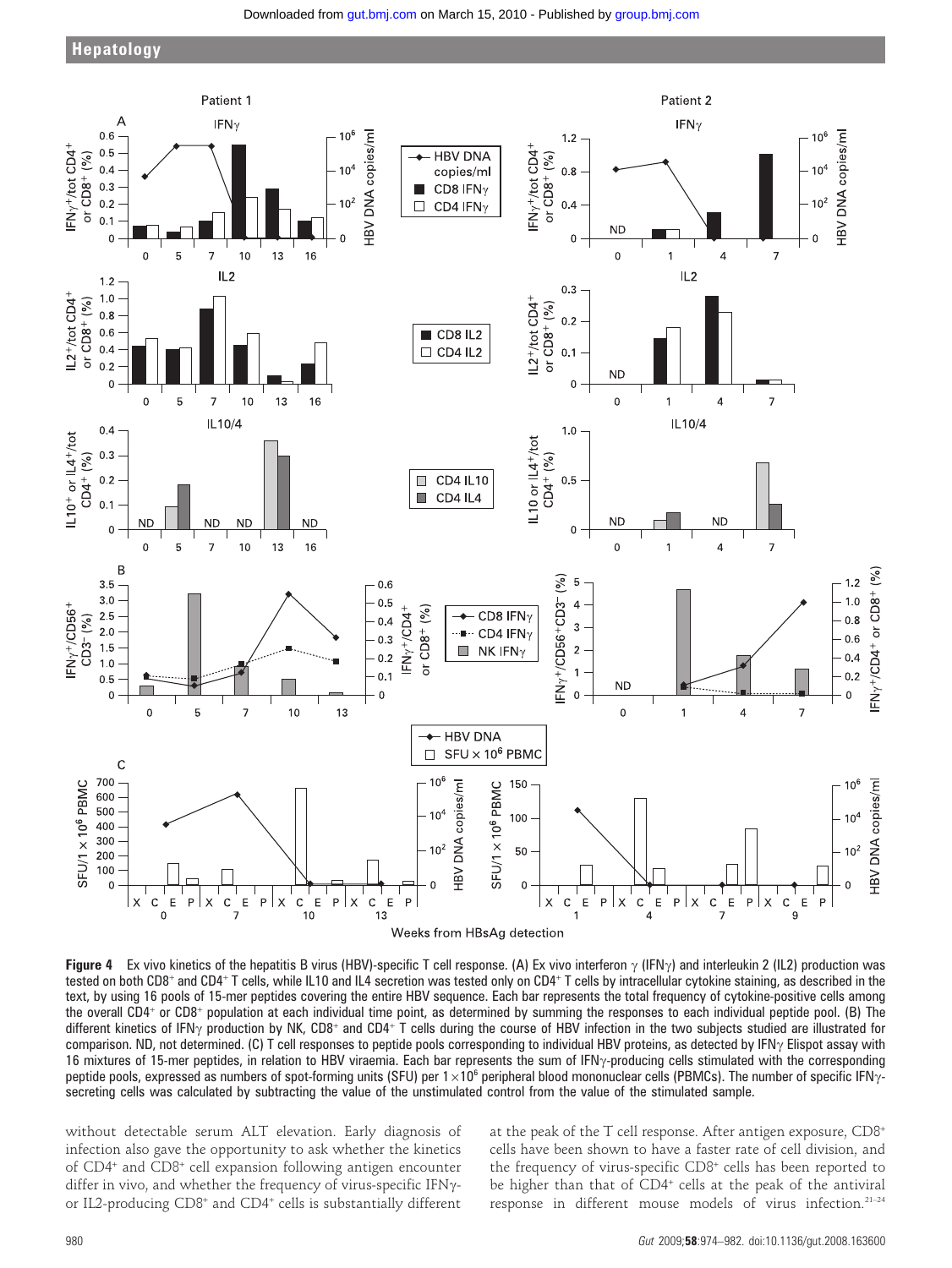Figure 4 Ex vivo kinetics of the hepatitis B virus (HBV)-specific T cell response. (A) Ex vivo interferon γ (IFNγ) and interleukin 2 (IL2) production was tested on both CD8+ and CD4+ T cells, while IL10 and IL4 secretion was tested only on CD4+ T cells by intracellular cytokine staining, as described in the text, by using 16 pools of 15-mer peptides covering the entire HBV sequence. Each bar represents the total frequency of cytokine-positive cells among the overall CD4+ or CD8+ population at each individual time point, as determined by summing the responses to each individual peptide pool. (B) The different kinetics of IFNγ production by NK, CD8+ and CD4+ T cells during the course of HBV infection in the two subjects studied are illustrated for comparison. ND, not determined. (C) T cell responses to peptide pools corresponding to individual HBV proteins, as detected by IFNγ Elispot assay with 16 mixtures of 15-mer peptides, in relation to HBV viraemia. Each bar represents the sum of IFNγ-producing cells stimulated with the corresponding peptide pools, expressed as numbers of spot-forming units (SFU) per $1\times10^6$ peripheral blood mononuclear cells (PBMCs). The number of specific IFNγ-secreting cells was calculated by subtracting the value of the unstimulated control from the value of the stimulated sample.

without detectable serum ALT elevation. Early diagnosis of infection also gave the opportunity to ask whether the kinetics of CD4+ and CD8+ cell expansion following antigen encounter differ in vivo, and whether the frequency of virus-specific IFNγ- or IL2-producing CD8+ and CD4+ cells is substantially different at the peak of the T cell response. After antigen exposure, CD8+ cells have been shown to have a faster rate of cell division, and the frequency of virus-specific CD8+ cells has been reported to be higher than that of CD4+ cells at the peak of the antiviral response in different mouse models of virus infection.[21–24]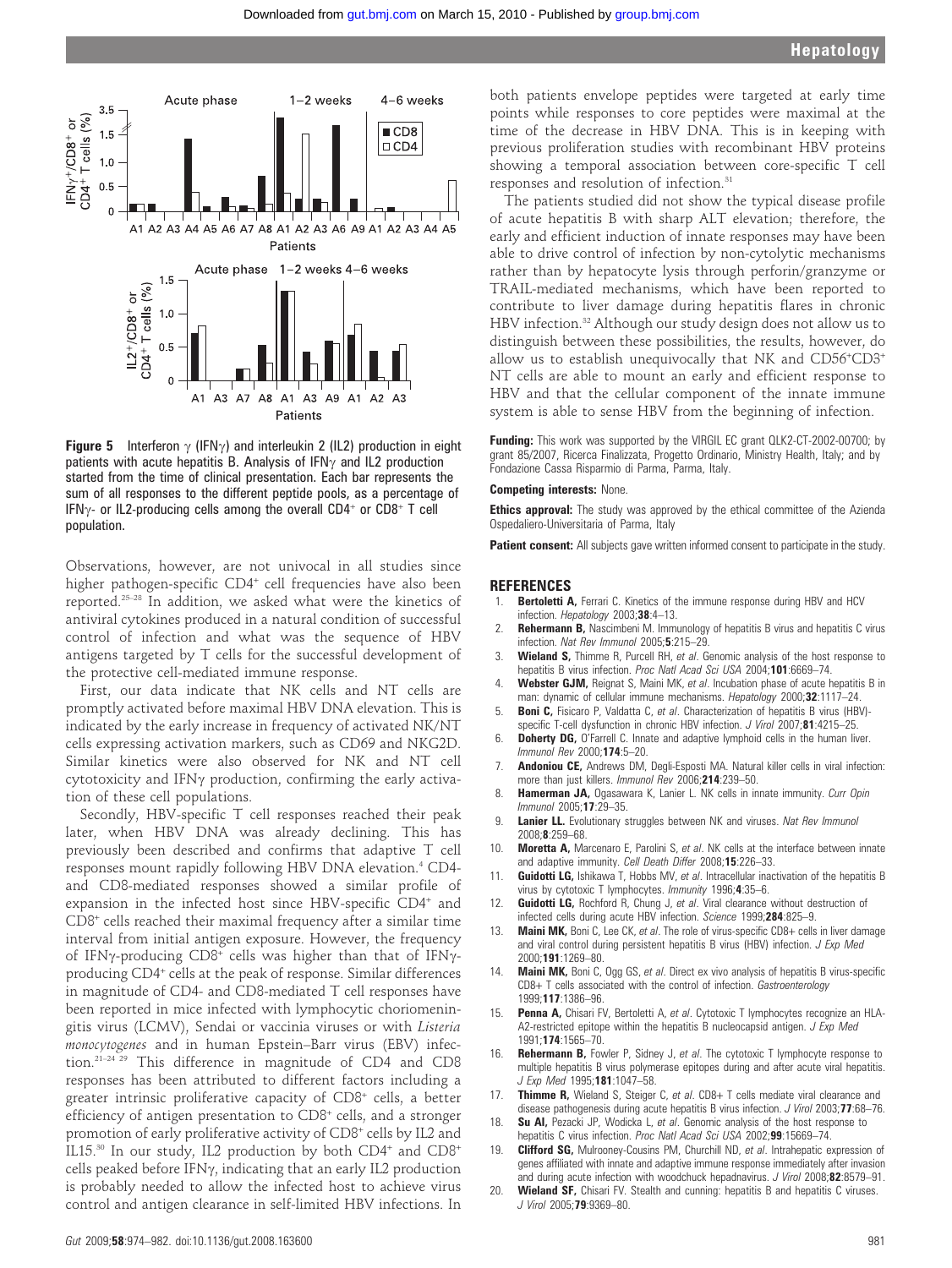**Figure 5** Interferon γ (IFNγ) and interleukin 2 (IL2) production in eight patients with acute hepatitis B. Analysis of IFNγ and IL2 production started from the time of clinical presentation. Each bar represents the sum of all responses to the different peptide pools, as a percentage of IFNγ- or IL2-producing cells among the overall $CD4^+$ or $CD8^+$ T cell population.

Observations, however, are not univocal in all studies since higher pathogen-specific $CD4^+$ cell frequencies have also been reported.[25–28] In addition, we asked what were the kinetics of antiviral cytokines produced in a natural condition of successful control of infection and what was the sequence of HBV antigens targeted by T cells for the successful development of the protective cell-mediated immune response.

First, our data indicate that NK cells and NT cells are promptly activated before maximal HBV DNA elevation. This is indicated by the early increase in frequency of activated NK/NT cells expressing activation markers, such as CD69 and NKG2D. Similar kinetics were also observed for NK and NT cell cytotoxicity and IFNγ production, confirming the early activation of these cell populations.

Secondly, HBV-specific T cell responses reached their peak later, when HBV DNA was already declining. This has previously been described and confirms that adaptive T cell responses mount rapidly following HBV DNA elevation.[4] CD4- and CD8-mediated responses showed a similar profile of expansion in the infected host since HBV-specific $CD4^+$ and $CD8^+$ cells reached their maximal frequency after a similar time interval from initial antigen exposure. However, the frequency of IFNγ-producing $CD8^+$ cells was higher than that of IFNγ-producing $CD4^+$ cells at the peak of response. Similar differences in magnitude of CD4- and CD8-mediated T cell responses have been reported in mice infected with lymphocytic choriomeningitis virus (LCMV), Sendai or vaccinia viruses or with *Listeria monocytogenes* and in human Epstein–Barr virus (EBV) infection.[21–24 29] This difference in magnitude of CD4 and CD8 responses has been attributed to different factors including a greater intrinsic proliferative capacity of $CD8^+$ cells, a better efficiency of antigen presentation to $CD8^+$ cells, and a stronger promotion of early proliferative activity of $CD8^+$ cells by IL2 and IL15.[30] In our study, IL2 production by both $CD4^+$ and $CD8^+$ cells peaked before IFNγ, indicating that an early IL2 production is probably needed to allow the infected host to achieve virus control and antigen clearance in self-limited HBV infections. In both patients envelope peptides were targeted at early time points while responses to core peptides were maximal at the time of the decrease in HBV DNA. This is in keeping with previous proliferation studies with recombinant HBV proteins showing a temporal association between core-specific T cell responses and resolution of infection.[31]

The patients studied did not show the typical disease profile of acute hepatitis B with sharp ALT elevation; therefore, the early and efficient induction of innate responses may have been able to drive control of infection by non-cytolytic mechanisms rather than by hepatocyte lysis through perforin/granzyme or TRAIL-mediated mechanisms, which have been reported to contribute to liver damage during hepatitis flares in chronic HBV infection.[32] Although our study design does not allow us to distinguish between these possibilities, the results, however, do allow us to establish unequivocally that NK and $CD56^+CD3^+$ NT cells are able to mount an early and efficient response to HBV and that the cellular component of the innate immune system is able to sense HBV from the beginning of infection.

**Funding:** This work was supported by the VIRGIL EC grant QLK2-CT-2002-00700; by grant 85/2007, Ricerca Finalizzata, Progetto Ordinario, Ministry Health, Italy; and by Fondazione Cassa Risparmio di Parma, Parma, Italy.

**Competing interests:** None.

**Ethics approval:** The study was approved by the ethical committee of the Azienda Ospedaliero-Universitaria of Parma, Italy

**Patient consent:** All subjects gave written informed consent to participate in the study.

## REFERENCES

1. **Bertoletti A,** Ferrari C. Kinetics of the immune response during HBV and HCV infection. *Hepatology* 2003;**38**:4–13.
2. **Rehermann B,** Nascimbeni M. Immunology of hepatitis B virus and hepatitis C virus infection. *Nat Rev Immunol* 2005;**5**:215–29.
3. **Wieland S,** Thimme R, Purcell RH, *et al*. Genomic analysis of the host response to hepatitis B virus infection. *Proc Natl Acad Sci USA* 2004;**101**:6669–74.
4. **Webster GJM,** Reignat S, Maini MK, *et al*. Incubation phase of acute hepatitis B in man: dynamic of cellular immune mechanisms. *Hepatology* 2000;**32**:1117–24.
5. **Boni C,** Fisicaro P, Valdatta C, *et al*. Characterization of hepatitis B virus (HBV)-specific T-cell dysfunction in chronic HBV infection. *J Virol* 2007;**81**:4215–25.
6. **Doherty DG,** O'Farrell C. Innate and adaptive lymphoid cells in the human liver. *Immunol Rev* 2000;**174**:5–20.
7. **Andoniou CE,** Andrews DM, Degli-Esposti MA. Natural killer cells in viral infection: more than just killers. *Immunol Rev* 2006;**214**:239–50.
8. **Hamerman JA,** Ogasawara K, Lanier L. NK cells in innate immunity. *Curr Opin Immunol* 2005;**17**:29–35.
9. **Lanier LL.** Evolutionary struggles between NK and viruses. *Nat Rev Immunol* 2008;**8**:259–68.
10. **Moretta A,** Marcenaro E, Parolini S, *et al*. NK cells at the interface between innate and adaptive immunity. *Cell Death Differ* 2008;**15**:226–33.
11. **Guidotti LG,** Ishikawa T, Hobbs MV, *et al*. Intracellular inactivation of the hepatitis B virus by cytotoxic T lymphocytes. *Immunity* 1996;**4**:35–6.
12. **Guidotti LG,** Rochford R, Chung J, *et al*. Viral clearance without destruction of infected cells during acute HBV infection. *Science* 1999;**284**:825–9.
13. **Maini MK,** Boni C, Lee CK, *et al*. The role of virus-specific CD8+ cells in liver damage and viral control during persistent hepatitis B virus (HBV) infection. *J Exp Med* 2000;**191**:1269–80.
14. **Maini MK,** Boni C, Ogg GS, *et al*. Direct ex vivo analysis of hepatitis B virus-specific CD8+ T cells associated with the control of infection. *Gastroenterology* 1999;**117**:1386–96.
15. **Penna A,** Chisari FV, Bertoletti A, *et al*. Cytotoxic T lymphocytes recognize an HLA-A2-restricted epitope within the hepatitis B nucleocapsid antigen. *J Exp Med* 1991;**174**:1565–70.
16. **Rehermann B,** Fowler P, Sidney J, *et al*. The cytotoxic T lymphocyte response to multiple hepatitis B virus polymerase epitopes during and after acute viral hepatitis. *J Exp Med* 1995;**181**:1047–58.
17. **Thimme R,** Wieland S, Steiger C, *et al*. CD8+ T cells mediate viral clearance and disease pathogenesis during acute hepatitis B virus infection. *J Virol* 2003;**77**:68–76.
18. **Su AI,** Pezacki JP, Wodicka L, *et al*. Genomic analysis of the host response to hepatitis C virus infection. *Proc Natl Acad Sci USA* 2002;**99**:15669–74.
19. **Clifford SG,** Mulrooney-Cousins PM, Churchill ND, *et al*. Intrahepatic expression of genes affiliated with innate and adaptive immune response immediately after invasion and during acute infection with woodchuck hepadnavirus. *J Virol* 2008;**82**:8579–91.
20. **Wieland SF,** Chisari FV. Stealth and cunning: hepatitis B and hepatitis C viruses. *J Virol* 2005;**79**:9369–80.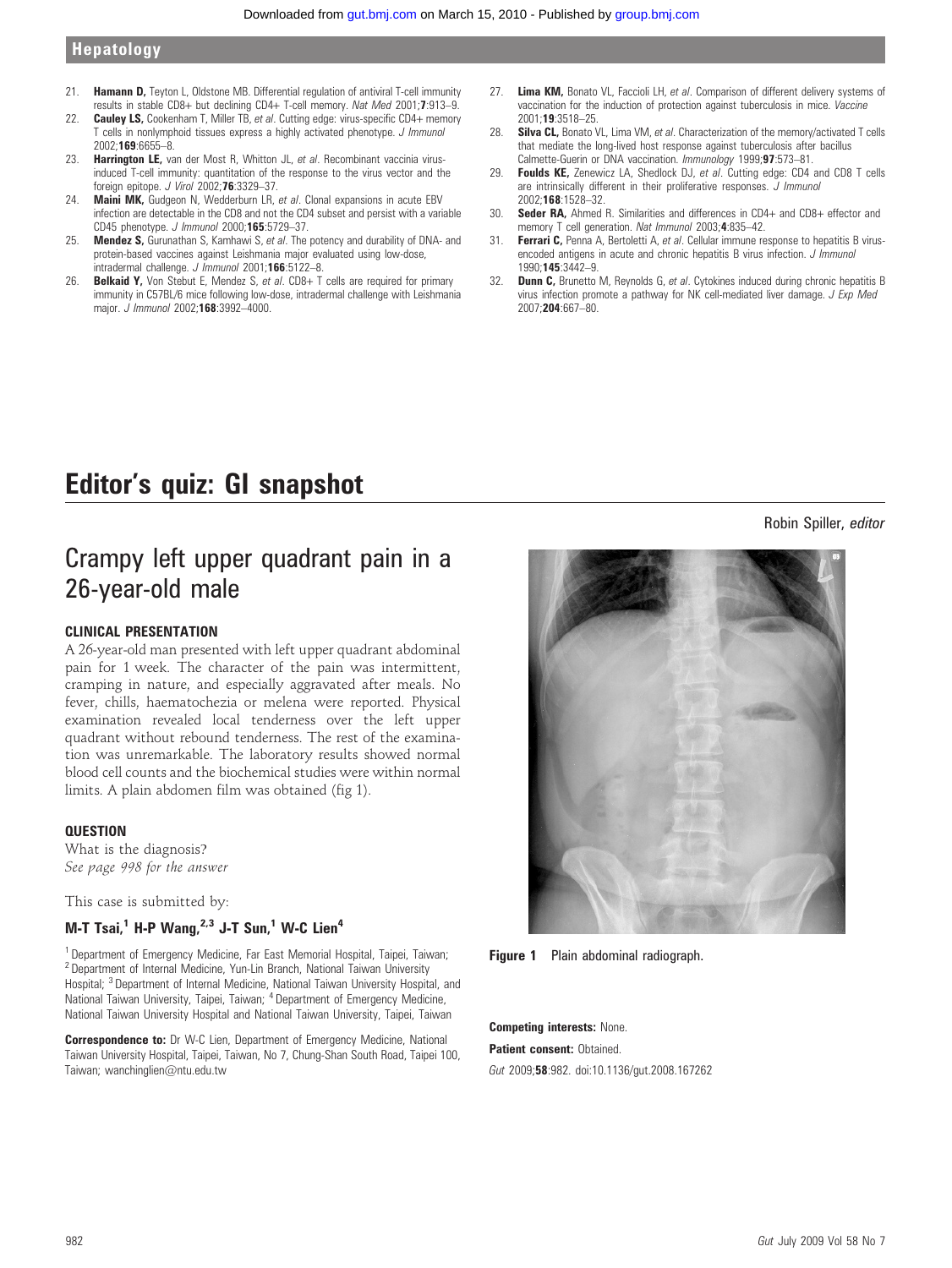21. **Hamann D,** Teyton L, Oldstone MB. Differential regulation of antiviral T-cell immunity results in stable CD8+ but declining CD4+ T-cell memory. *Nat Med* 2001;**7**:913–9.
22. **Cauley LS,** Cookenham T, Miller TB, *et al*. Cutting edge: virus-specific CD4+ memory T cells in nonlymphoid tissues express a highly activated phenotype. *J Immunol* 2002;**169**:6655–8.
23. **Harrington LE,** van der Most R, Whitton JL, *et al*. Recombinant vaccinia virus-induced T-cell immunity: quantitation of the response to the virus vector and the foreign epitope. *J Virol* 2002;**76**:3329–37.
24. **Maini MK,** Gudgeon N, Wedderburn LR, *et al*. Clonal expansions in acute EBV infection are detectable in the CD8 and not the CD4 subset and persist with a variable CD45 phenotype. *J Immunol* 2000;**165**:5729–37.
25. **Mendez S,** Gurunathan S, Kamhawi S, *et al*. The potency and durability of DNA- and protein-based vaccines against Leishmania major evaluated using low-dose, intradermal challenge. *J Immunol* 2001;**166**:5122–8.
26. **Belkaid Y,** Von Stebut E, Mendez S, *et al*. CD8+ T cells are required for primary immunity in C57BL/6 mice following low-dose, intradermal challenge with Leishmania major. *J Immunol* 2002;**168**:3992–4000.
27. **Lima KM,** Bonato VL, Faccioli LH, *et al*. Comparison of different delivery systems of vaccination for the induction of protection against tuberculosis in mice. *Vaccine* 2001;**19**:3518–25.
28. **Silva CL,** Bonato VL, Lima VM, *et al*. Characterization of the memory/activated T cells that mediate the long-lived host response against tuberculosis after bacillus Calmette-Guerin or DNA vaccination. *Immunology* 1999;**97**:573–81.
29. **Foulds KE,** Zenewicz LA, Shedlock DJ, *et al*. Cutting edge: CD4 and CD8 T cells are intrinsically different in their proliferative responses. *J Immunol* 2002;**168**:1528–32.
30. **Seder RA,** Ahmed R. Similarities and differences in CD4+ and CD8+ effector and memory T cell generation. *Nat Immunol* 2003;**4**:835–42.
31. **Ferrari C,** Penna A, Bertoletti A, *et al*. Cellular immune response to hepatitis B virus-encoded antigens in acute and chronic hepatitis B virus infection. *J Immunol* 1990;**145**:3442–9.
32. **Dunn C,** Brunetto M, Reynolds G, *et al*. Cytokines induced during chronic hepatitis B virus infection promote a pathway for NK cell-mediated liver damage. *J Exp Med* 2007;**204**:667–80.

# Editor's quiz: GI snapshot

Robin Spiller, *editor*

## Crampy left upper quadrant pain in a 26-year-old male

### CLINICAL PRESENTATION

A 26-year-old man presented with left upper quadrant abdominal pain for 1 week. The character of the pain was intermittent, cramping in nature, and especially aggravated after meals. No fever, chills, haematochezia or melena were reported. Physical examination revealed local tenderness over the left upper quadrant without rebound tenderness. The rest of the examination was unremarkable. The laboratory results showed normal blood cell counts and the biochemical studies were within normal limits. A plain abdomen film was obtained (fig 1).

### QUESTION

What is the diagnosis?
*See page 998 for the answer*

This case is submitted by:

**M-T Tsai,[1] H-P Wang,[2,3] J-T Sun,[1] W-C Lien[4]**

[1] Department of Emergency Medicine, Far East Memorial Hospital, Taipei, Taiwan; [2] Department of Internal Medicine, Yun-Lin Branch, National Taiwan University Hospital; [3] Department of Internal Medicine, National Taiwan University Hospital, and National Taiwan University, Taipei, Taiwan; [4] Department of Emergency Medicine, National Taiwan University Hospital and National Taiwan University, Taipei, Taiwan

**Correspondence to:** Dr W-C Lien, Department of Emergency Medicine, National Taiwan University Hospital, Taipei, Taiwan, No 7, Chung-Shan South Road, Taipei 100, Taiwan; wanchinglien@ntu.edu.tw

**Figure 1** Plain abdominal radiograph.

**Competing interests:** None.

**Patient consent:** Obtained.

*Gut* 2009;**58**:982. doi:10.1136/gut.2008.167262